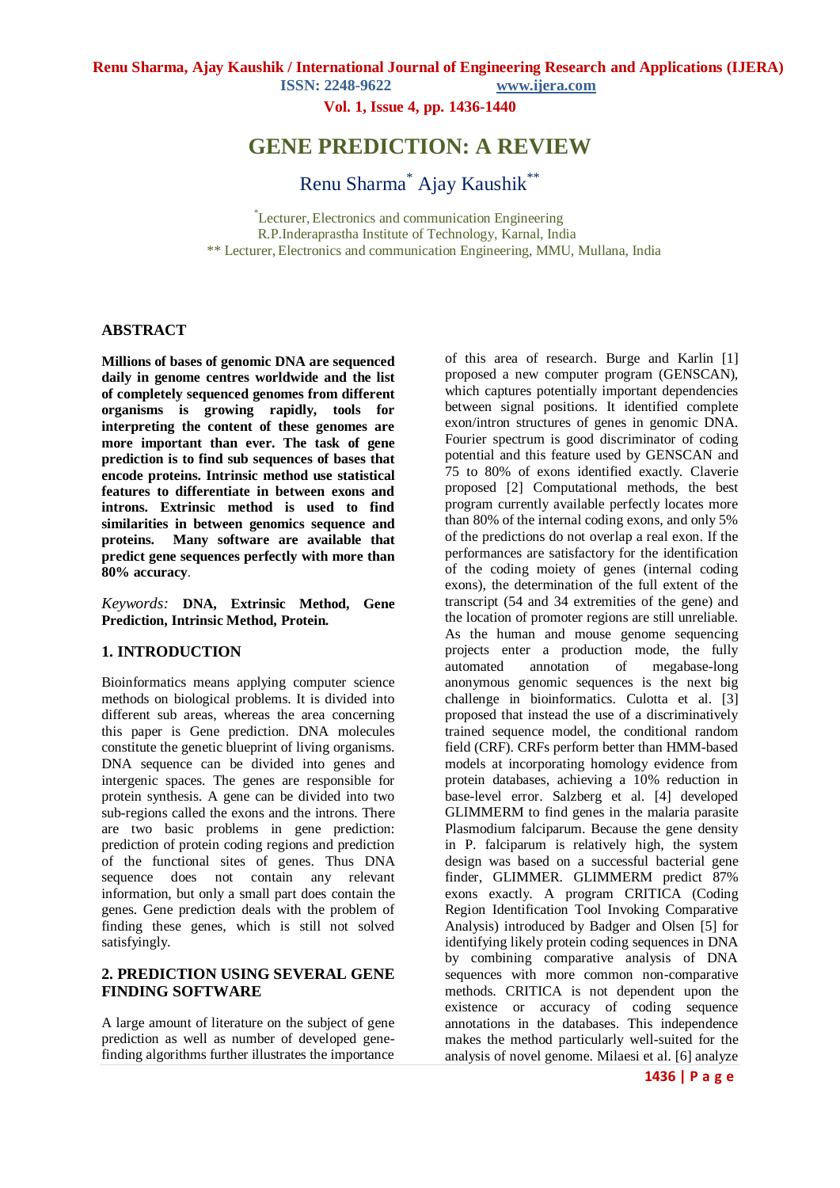# GENE PREDICTION: A REVIEW

Renu Sharma[*] Ajay Kaushik[**]

[*]Lecturer, Electronics and communication Engineering
R.P.Inderaprastha Institute of Technology, Karnal, India
[**] Lecturer, Electronics and communication Engineering, MMU, Mullana, India

## ABSTRACT

**Millions of bases of genomic DNA are sequenced daily in genome centres worldwide and the list of completely sequenced genomes from different organisms is growing rapidly, tools for interpreting the content of these genomes are more important than ever. The task of gene prediction is to find sub sequences of bases that encode proteins. Intrinsic method use statistical features to differentiate in between exons and introns. Extrinsic method is used to find similarities in between genomics sequence and proteins. Many software are available that predict gene sequences perfectly with more than 80% accuracy**.

*Keywords:* **DNA, Extrinsic Method, Gene Prediction, Intrinsic Method, Protein.**

## 1. INTRODUCTION

Bioinformatics means applying computer science methods on biological problems. It is divided into different sub areas, whereas the area concerning this paper is Gene prediction. DNA molecules constitute the genetic blueprint of living organisms. DNA sequence can be divided into genes and intergenic spaces. The genes are responsible for protein synthesis. A gene can be divided into two sub-regions called the exons and the introns. There are two basic problems in gene prediction: prediction of protein coding regions and prediction of the functional sites of genes. Thus DNA sequence does not contain any relevant information, but only a small part does contain the genes. Gene prediction deals with the problem of finding these genes, which is still not solved satisfyingly.

## 2. PREDICTION USING SEVERAL GENE FINDING SOFTWARE

A large amount of literature on the subject of gene prediction as well as number of developed gene-finding algorithms further illustrates the importance of this area of research. Burge and Karlin [1] proposed a new computer program (GENSCAN), which captures potentially important dependencies between signal positions. It identified complete exon/intron structures of genes in genomic DNA. Fourier spectrum is good discriminator of coding potential and this feature used by GENSCAN and 75 to 80% of exons identified exactly. Claverie proposed [2] Computational methods, the best program currently available perfectly locates more than 80% of the internal coding exons, and only 5% of the predictions do not overlap a real exon. If the performances are satisfactory for the identification of the coding moiety of genes (internal coding exons), the determination of the full extent of the transcript (54 and 34 extremities of the gene) and the location of promoter regions are still unreliable. As the human and mouse genome sequencing projects enter a production mode, the fully automated annotation of megabase-long anonymous genomic sequences is the next big challenge in bioinformatics. Culotta et al. [3] proposed that instead the use of a discriminatively trained sequence model, the conditional random field (CRF). CRFs perform better than HMM-based models at incorporating homology evidence from protein databases, achieving a 10% reduction in base-level error. Salzberg et al. [4] developed GLIMMERM to find genes in the malaria parasite Plasmodium falciparum. Because the gene density in P. falciparum is relatively high, the system design was based on a successful bacterial gene finder, GLIMMER. GLIMMERM predict 87% exons exactly. A program CRITICA (Coding Region Identification Tool Invoking Comparative Analysis) introduced by Badger and Olsen [5] for identifying likely protein coding sequences in DNA by combining comparative analysis of DNA sequences with more common non-comparative methods. CRITICA is not dependent upon the existence or accuracy of coding sequence annotations in the databases. This independence makes the method particularly well-suited for the analysis of novel genome. Milaesi et al. [6] analyze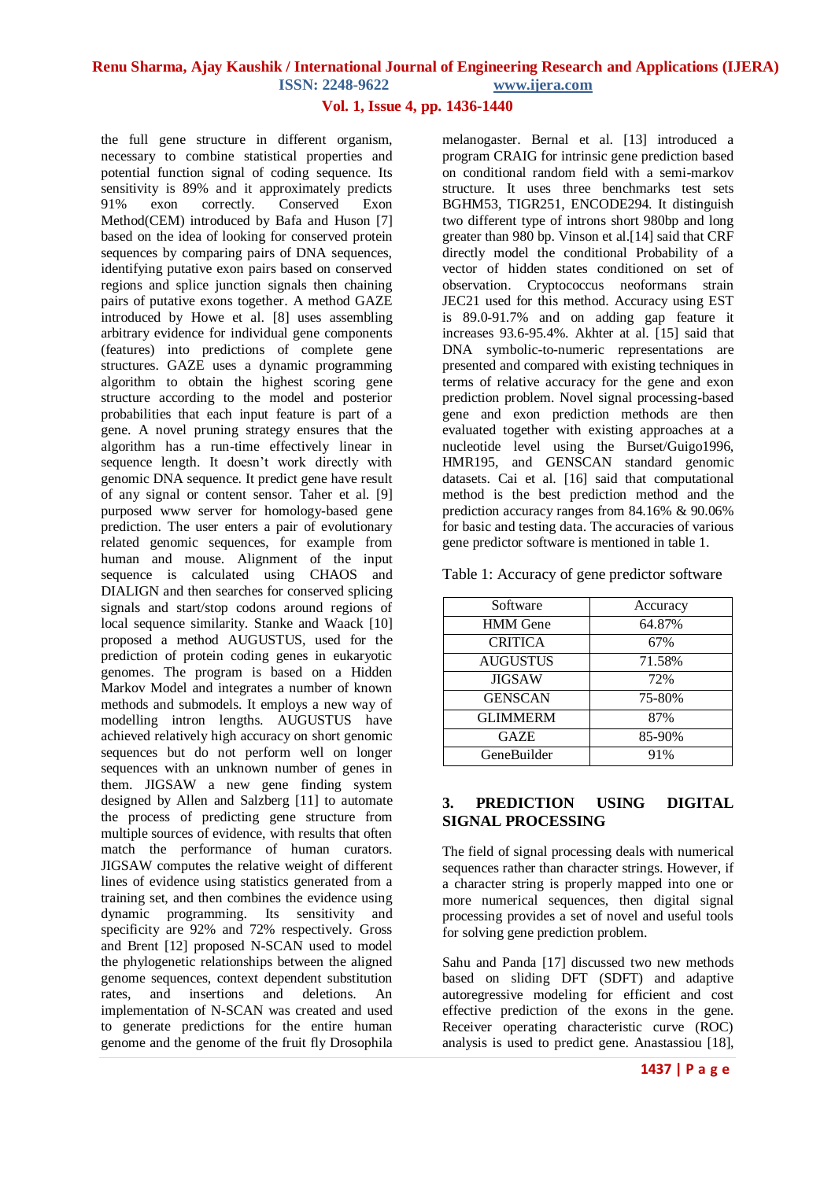the full gene structure in different organism, necessary to combine statistical properties and potential function signal of coding sequence. Its sensitivity is 89% and it approximately predicts 91% exon correctly. Conserved Exon Method(CEM) introduced by Bafa and Huson [7] based on the idea of looking for conserved protein sequences by comparing pairs of DNA sequences, identifying putative exon pairs based on conserved regions and splice junction signals then chaining pairs of putative exons together. A method GAZE introduced by Howe et al. [8] uses assembling arbitrary evidence for individual gene components (features) into predictions of complete gene structures. GAZE uses a dynamic programming algorithm to obtain the highest scoring gene structure according to the model and posterior probabilities that each input feature is part of a gene. A novel pruning strategy ensures that the algorithm has a run-time effectively linear in sequence length. It doesn't work directly with genomic DNA sequence. It predict gene have result of any signal or content sensor. Taher et al. [9] purposed www server for homology-based gene prediction. The user enters a pair of evolutionary related genomic sequences, for example from human and mouse. Alignment of the input sequence is calculated using CHAOS and DIALIGN and then searches for conserved splicing signals and start/stop codons around regions of local sequence similarity. Stanke and Waack [10] proposed a method AUGUSTUS, used for the prediction of protein coding genes in eukaryotic genomes. The program is based on a Hidden Markov Model and integrates a number of known methods and submodels. It employs a new way of modelling intron lengths. AUGUSTUS have achieved relatively high accuracy on short genomic sequences but do not perform well on longer sequences with an unknown number of genes in them. JIGSAW a new gene finding system designed by Allen and Salzberg [11] to automate the process of predicting gene structure from multiple sources of evidence, with results that often match the performance of human curators. JIGSAW computes the relative weight of different lines of evidence using statistics generated from a training set, and then combines the evidence using dynamic programming. Its sensitivity and specificity are 92% and 72% respectively. Gross and Brent [12] proposed N-SCAN used to model the phylogenetic relationships between the aligned genome sequences, context dependent substitution rates, and insertions and deletions. An implementation of N-SCAN was created and used to generate predictions for the entire human genome and the genome of the fruit fly Drosophila melanogaster. Bernal et al. [13] introduced a program CRAIG for intrinsic gene prediction based on conditional random field with a semi-markov structure. It uses three benchmarks test sets BGHM53, TIGR251, ENCODE294. It distinguish two different type of introns short 980bp and long greater than 980 bp. Vinson et al.[14] said that CRF directly model the conditional Probability of a vector of hidden states conditioned on set of observation. Cryptococcus neoformans strain JEC21 used for this method. Accuracy using EST is 89.0-91.7% and on adding gap feature it increases 93.6-95.4%. Akhter at al. [15] said that DNA symbolic-to-numeric representations are presented and compared with existing techniques in terms of relative accuracy for the gene and exon prediction problem. Novel signal processing-based gene and exon prediction methods are then evaluated together with existing approaches at a nucleotide level using the Burset/Guigo1996, HMR195, and GENSCAN standard genomic datasets. Cai et al. [16] said that computational method is the best prediction method and the prediction accuracy ranges from 84.16% & 90.06% for basic and testing data. The accuracies of various gene predictor software is mentioned in table 1.

Table 1: Accuracy of gene predictor software

| Software | Accuracy |
|---|---|
| HMM Gene | 64.87% |
| CRITICA | 67% |
| AUGUSTUS | 71.58% |
| JIGSAW | 72% |
| GENSCAN | 75-80% |
| GLIMMERM | 87% |
| GAZE | 85-90% |
| GeneBuilder | 91% |

## 3. PREDICTION USING DIGITAL SIGNAL PROCESSING

The field of signal processing deals with numerical sequences rather than character strings. However, if a character string is properly mapped into one or more numerical sequences, then digital signal processing provides a set of novel and useful tools for solving gene prediction problem.

Sahu and Panda [17] discussed two new methods based on sliding DFT (SDFT) and adaptive autoregressive modeling for efficient and cost effective prediction of the exons in the gene. Receiver operating characteristic curve (ROC) analysis is used to predict gene. Anastassiou [18],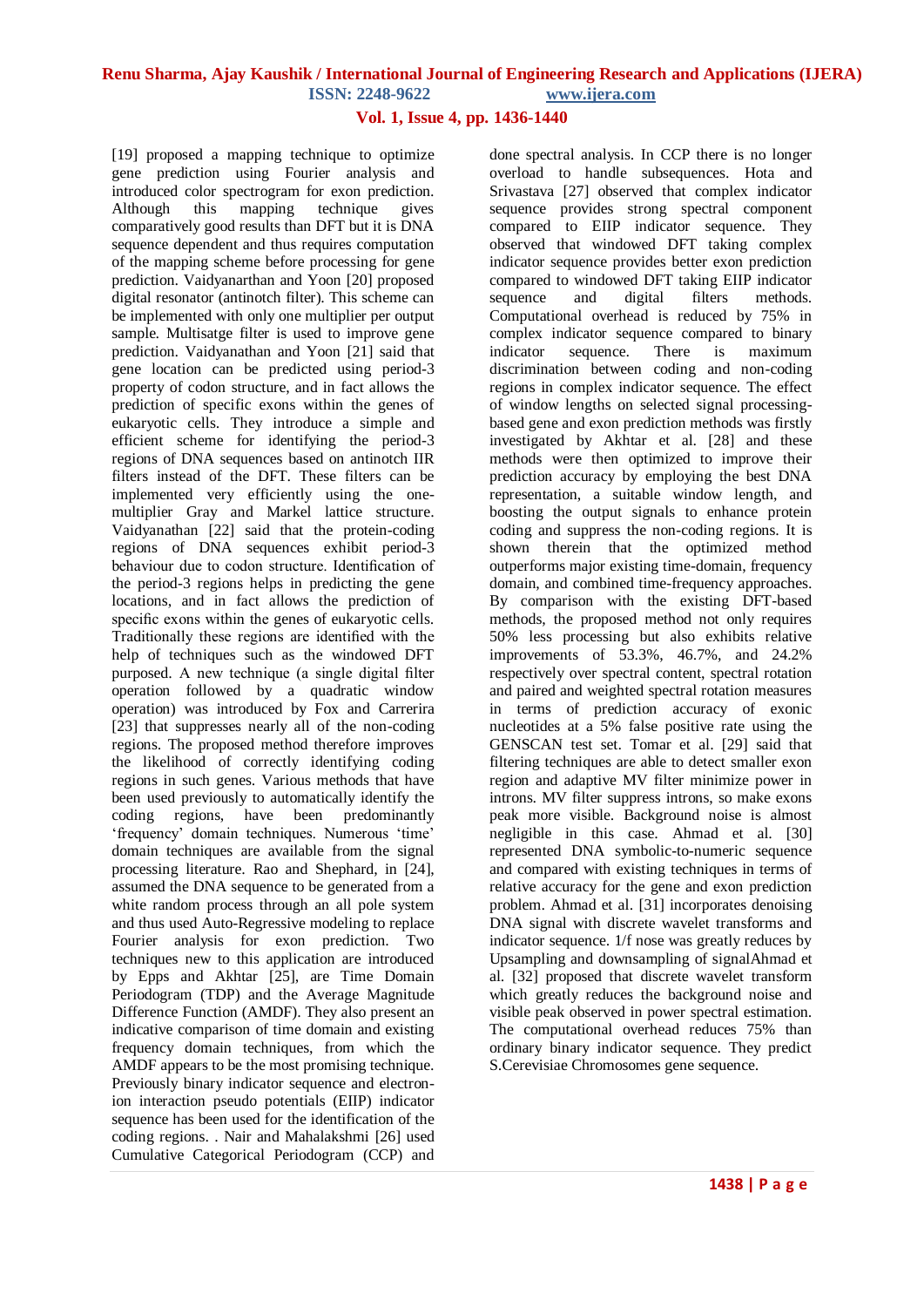[19] proposed a mapping technique to optimize gene prediction using Fourier analysis and introduced color spectrogram for exon prediction. Although this mapping technique gives comparatively good results than DFT but it is DNA sequence dependent and thus requires computation of the mapping scheme before processing for gene prediction. Vaidyanarthan and Yoon [20] proposed digital resonator (antinotch filter). This scheme can be implemented with only one multiplier per output sample. Multisatge filter is used to improve gene prediction. Vaidyanathan and Yoon [21] said that gene location can be predicted using period-3 property of codon structure, and in fact allows the prediction of specific exons within the genes of eukaryotic cells. They introduce a simple and efficient scheme for identifying the period-3 regions of DNA sequences based on antinotch IIR filters instead of the DFT. These filters can be implemented very efficiently using the one-multiplier Gray and Markel lattice structure. Vaidyanathan [22] said that the protein-coding regions of DNA sequences exhibit period-3 behaviour due to codon structure. Identification of the period-3 regions helps in predicting the gene locations, and in fact allows the prediction of specific exons within the genes of eukaryotic cells. Traditionally these regions are identified with the help of techniques such as the windowed DFT purposed. A new technique (a single digital filter operation followed by a quadratic window operation) was introduced by Fox and Carrerira [23] that suppresses nearly all of the non-coding regions. The proposed method therefore improves the likelihood of correctly identifying coding regions in such genes. Various methods that have been used previously to automatically identify the coding regions, have been predominantly 'frequency' domain techniques. Numerous 'time' domain techniques are available from the signal processing literature. Rao and Shephard, in [24], assumed the DNA sequence to be generated from a white random process through an all pole system and thus used Auto-Regressive modeling to replace Fourier analysis for exon prediction. Two techniques new to this application are introduced by Epps and Akhtar [25], are Time Domain Periodogram (TDP) and the Average Magnitude Difference Function (AMDF). They also present an indicative comparison of time domain and existing frequency domain techniques, from which the AMDF appears to be the most promising technique. Previously binary indicator sequence and electron-ion interaction pseudo potentials (EIIP) indicator sequence has been used for the identification of the coding regions. . Nair and Mahalakshmi [26] used Cumulative Categorical Periodogram (CCP) and done spectral analysis. In CCP there is no longer overload to handle subsequences. Hota and Srivastava [27] observed that complex indicator sequence provides strong spectral component compared to EIIP indicator sequence. They observed that windowed DFT taking complex indicator sequence provides better exon prediction compared to windowed DFT taking EIIP indicator sequence and digital filters methods. Computational overhead is reduced by 75% in complex indicator sequence compared to binary indicator sequence. There is maximum discrimination between coding and non-coding regions in complex indicator sequence. The effect of window lengths on selected signal processing-based gene and exon prediction methods was firstly investigated by Akhtar et al. [28] and these methods were then optimized to improve their prediction accuracy by employing the best DNA representation, a suitable window length, and boosting the output signals to enhance protein coding and suppress the non-coding regions. It is shown therein that the optimized method outperforms major existing time-domain, frequency domain, and combined time-frequency approaches. By comparison with the existing DFT-based methods, the proposed method not only requires 50% less processing but also exhibits relative improvements of 53.3%, 46.7%, and 24.2% respectively over spectral content, spectral rotation and paired and weighted spectral rotation measures in terms of prediction accuracy of exonic nucleotides at a 5% false positive rate using the GENSCAN test set. Tomar et al. [29] said that filtering techniques are able to detect smaller exon region and adaptive MV filter minimize power in introns. MV filter suppress introns, so make exons peak more visible. Background noise is almost negligible in this case. Ahmad et al. [30] represented DNA symbolic-to-numeric sequence and compared with existing techniques in terms of relative accuracy for the gene and exon prediction problem. Ahmad et al. [31] incorporates denoising DNA signal with discrete wavelet transforms and indicator sequence. 1/f nose was greatly reduces by Upsampling and downsampling of signalAhmad et al. [32] proposed that discrete wavelet transform which greatly reduces the background noise and visible peak observed in power spectral estimation. The computational overhead reduces 75% than ordinary binary indicator sequence. They predict S.Cerevisiae Chromosomes gene sequence.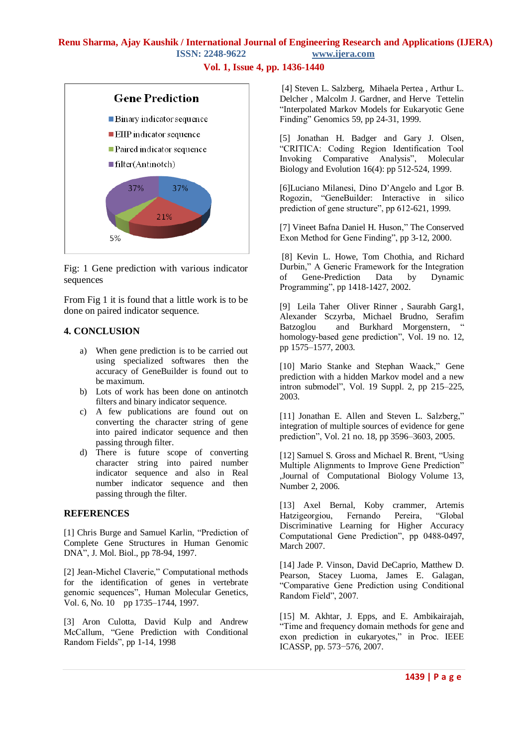Gene Prediction

- Binary indicator sequence
- EIIP indicator sequence
- Paired indicator sequence
- filter(Antinotch)

37% 37% 21% 5%

Fig: 1 Gene prediction with various indicator sequences

From Fig 1 it is found that a little work is to be done on paired indicator sequence.

## 4. CONCLUSION

a) When gene prediction is to be carried out using specialized softwares then the accuracy of GeneBuilder is found out to be maximum.
b) Lots of work has been done on antinotch filters and binary indicator sequence.
c) A few publications are found out on converting the character string of gene into paired indicator sequence and then passing through filter.
d) There is future scope of converting character string into paired number indicator sequence and also in Real number indicator sequence and then passing through the filter.

## REFERENCES

[1] Chris Burge and Samuel Karlin, "Prediction of Complete Gene Structures in Human Genomic DNA", J. Mol. Biol., pp 78-94, 1997.

[2] Jean-Michel Claverie," Computational methods for the identification of genes in vertebrate genomic sequences", Human Molecular Genetics, Vol. 6, No. 10 pp 1735–1744, 1997.

[3] Aron Culotta, David Kulp and Andrew McCallum, "Gene Prediction with Conditional Random Fields", pp 1-14, 1998

[4] Steven L. Salzberg, Mihaela Pertea , Arthur L. Delcher , Malcolm J. Gardner, and Herve Tettelin "Interpolated Markov Models for Eukaryotic Gene Finding" Genomics 59, pp 24-31, 1999.

[5] Jonathan H. Badger and Gary J. Olsen, "CRITICA: Coding Region Identification Tool Invoking Comparative Analysis", Molecular Biology and Evolution 16(4): pp 512-524, 1999.

[6]Luciano Milanesi, Dino D'Angelo and Lgor B. Rogozin, "GeneBuilder: Interactive in silico prediction of gene structure", pp 612-621, 1999.

[7] Vineet Bafna Daniel H. Huson," The Conserved Exon Method for Gene Finding", pp 3-12, 2000.

[8] Kevin L. Howe, Tom Chothia, and Richard Durbin," A Generic Framework for the Integration of Gene-Prediction Data by Dynamic Programming", pp 1418-1427, 2002.

[9] Leila Taher Oliver Rinner , Saurabh Garg1, Alexander Sczyrba, Michael Brudno, Serafim Batzoglou and Burkhard Morgenstern, " homology-based gene prediction", Vol. 19 no. 12, pp 1575–1577, 2003.

[10] Mario Stanke and Stephan Waack," Gene prediction with a hidden Markov model and a new intron submodel", Vol. 19 Suppl. 2, pp 215–225, 2003.

[11] Jonathan E. Allen and Steven L. Salzberg," integration of multiple sources of evidence for gene prediction", Vol. 21 no. 18, pp 3596–3603, 2005.

[12] Samuel S. Gross and Michael R. Brent, "Using Multiple Alignments to Improve Gene Prediction" ,Journal of Computational Biology Volume 13, Number 2, 2006.

[13] Axel Bernal, Koby crammer, Artemis Hatzigeorgiou, Fernando Pereira, "Global Discriminative Learning for Higher Accuracy Computational Gene Prediction", pp 0488-0497, March 2007.

[14] Jade P. Vinson, David DeCaprio, Matthew D. Pearson, Stacey Luoma, James E. Galagan, "Comparative Gene Prediction using Conditional Random Field", 2007.

[15] M. Akhtar, J. Epps, and E. Ambikairajah, "Time and frequency domain methods for gene and exon prediction in eukaryotes," in Proc. IEEE ICASSP, pp. 573−576, 2007.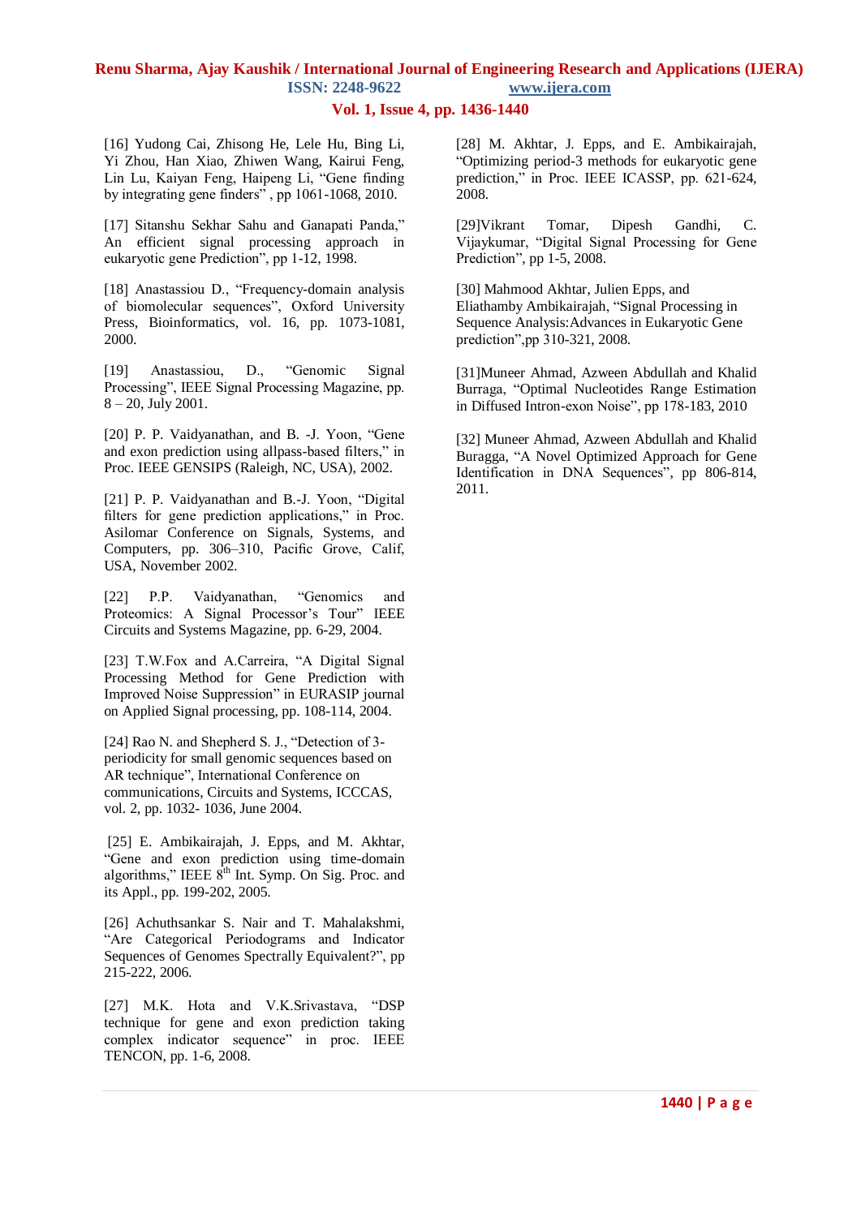[16] Yudong Cai, Zhisong He, Lele Hu, Bing Li, Yi Zhou, Han Xiao, Zhiwen Wang, Kairui Feng, Lin Lu, Kaiyan Feng, Haipeng Li, "Gene finding by integrating gene finders" , pp 1061-1068, 2010.

[17] Sitanshu Sekhar Sahu and Ganapati Panda," An efficient signal processing approach in eukaryotic gene Prediction", pp 1-12, 1998.

[18] Anastassiou D., "Frequency-domain analysis of biomolecular sequences", Oxford University Press, Bioinformatics, vol. 16, pp. 1073-1081, 2000.

[19] Anastassiou, D., "Genomic Signal Processing", IEEE Signal Processing Magazine, pp. 8 – 20, July 2001.

[20] P. P. Vaidyanathan, and B. -J. Yoon, "Gene and exon prediction using allpass-based filters," in Proc. IEEE GENSIPS (Raleigh, NC, USA), 2002.

[21] P. P. Vaidyanathan and B.-J. Yoon, "Digital filters for gene prediction applications," in Proc. Asilomar Conference on Signals, Systems, and Computers, pp. 306–310, Pacific Grove, Calif, USA, November 2002.

[22] P.P. Vaidyanathan, "Genomics and Proteomics: A Signal Processor's Tour" IEEE Circuits and Systems Magazine, pp. 6-29, 2004.

[23] T.W.Fox and A.Carreira, "A Digital Signal Processing Method for Gene Prediction with Improved Noise Suppression" in EURASIP journal on Applied Signal processing, pp. 108-114, 2004.

[24] Rao N. and Shepherd S. J., "Detection of 3-periodicity for small genomic sequences based on AR technique", International Conference on communications, Circuits and Systems, ICCCAS, vol. 2, pp. 1032- 1036, June 2004.

[25] E. Ambikairajah, J. Epps, and M. Akhtar, "Gene and exon prediction using time-domain algorithms," IEEE 8th Int. Symp. On Sig. Proc. and its Appl., pp. 199-202, 2005.

[26] Achuthsankar S. Nair and T. Mahalakshmi, "Are Categorical Periodograms and Indicator Sequences of Genomes Spectrally Equivalent?", pp 215-222, 2006.

[27] M.K. Hota and V.K.Srivastava, "DSP technique for gene and exon prediction taking complex indicator sequence" in proc. IEEE TENCON, pp. 1-6, 2008.

[28] M. Akhtar, J. Epps, and E. Ambikairajah, "Optimizing period-3 methods for eukaryotic gene prediction," in Proc. IEEE ICASSP, pp. 621-624, 2008.

[29]Vikrant Tomar, Dipesh Gandhi, C. Vijaykumar, "Digital Signal Processing for Gene Prediction", pp 1-5, 2008.

[30] Mahmood Akhtar, Julien Epps, and Eliathamby Ambikairajah, "Signal Processing in Sequence Analysis:Advances in Eukaryotic Gene prediction",pp 310-321, 2008.

[31]Muneer Ahmad, Azween Abdullah and Khalid Burraga, "Optimal Nucleotides Range Estimation in Diffused Intron-exon Noise", pp 178-183, 2010

[32] Muneer Ahmad, Azween Abdullah and Khalid Buragga, "A Novel Optimized Approach for Gene Identification in DNA Sequences", pp 806-814, 2011.